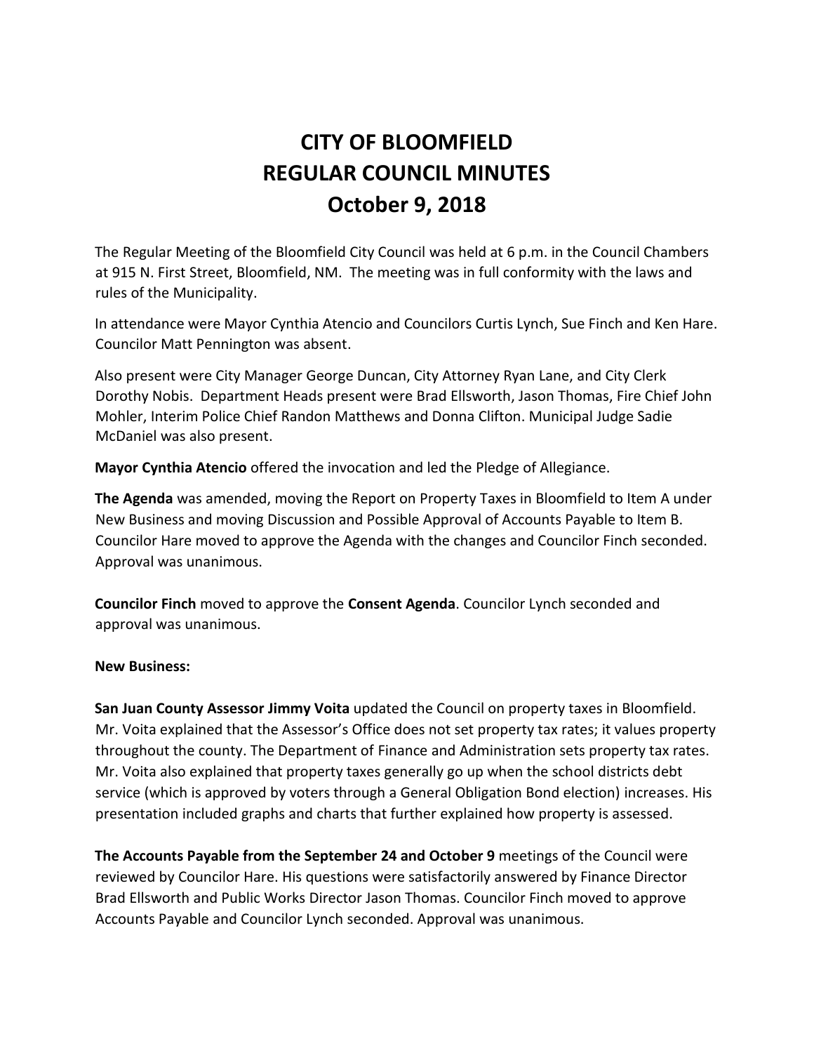# CITY OF BLOOMFIELD
# REGULAR COUNCIL MINUTES
# October 9, 2018

The Regular Meeting of the Bloomfield City Council was held at 6 p.m. in the Council Chambers at 915 N. First Street, Bloomfield, NM. The meeting was in full conformity with the laws and rules of the Municipality.

In attendance were Mayor Cynthia Atencio and Councilors Curtis Lynch, Sue Finch and Ken Hare. Councilor Matt Pennington was absent.

Also present were City Manager George Duncan, City Attorney Ryan Lane, and City Clerk Dorothy Nobis. Department Heads present were Brad Ellsworth, Jason Thomas, Fire Chief John Mohler, Interim Police Chief Randon Matthews and Donna Clifton. Municipal Judge Sadie McDaniel was also present.

**Mayor Cynthia Atencio** offered the invocation and led the Pledge of Allegiance.

**The Agenda** was amended, moving the Report on Property Taxes in Bloomfield to Item A under New Business and moving Discussion and Possible Approval of Accounts Payable to Item B. Councilor Hare moved to approve the Agenda with the changes and Councilor Finch seconded. Approval was unanimous.

**Councilor Finch** moved to approve the **Consent Agenda**. Councilor Lynch seconded and approval was unanimous.

**New Business:**

**San Juan County Assessor Jimmy Voita** updated the Council on property taxes in Bloomfield. Mr. Voita explained that the Assessor's Office does not set property tax rates; it values property throughout the county. The Department of Finance and Administration sets property tax rates. Mr. Voita also explained that property taxes generally go up when the school districts debt service (which is approved by voters through a General Obligation Bond election) increases. His presentation included graphs and charts that further explained how property is assessed.

**The Accounts Payable from the September 24 and October 9** meetings of the Council were reviewed by Councilor Hare. His questions were satisfactorily answered by Finance Director Brad Ellsworth and Public Works Director Jason Thomas. Councilor Finch moved to approve Accounts Payable and Councilor Lynch seconded. Approval was unanimous.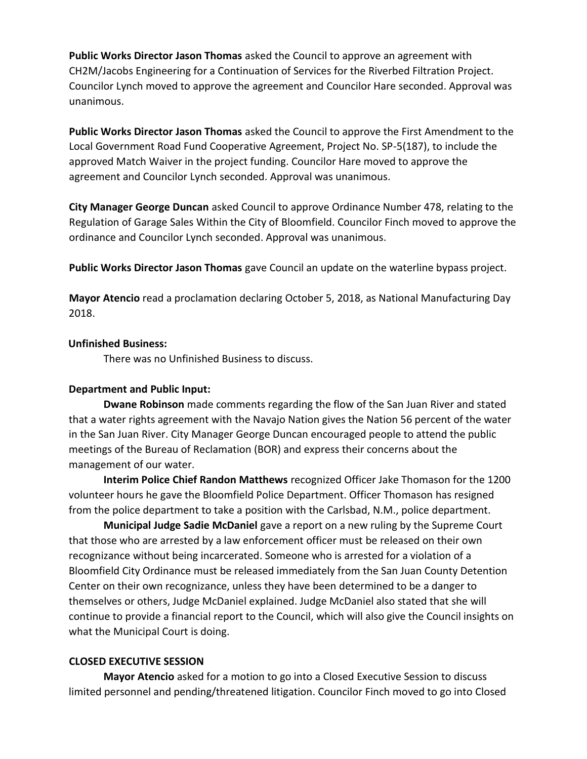**Public Works Director Jason Thomas** asked the Council to approve an agreement with CH2M/Jacobs Engineering for a Continuation of Services for the Riverbed Filtration Project. Councilor Lynch moved to approve the agreement and Councilor Hare seconded. Approval was unanimous.

**Public Works Director Jason Thomas** asked the Council to approve the First Amendment to the Local Government Road Fund Cooperative Agreement, Project No. SP-5(187), to include the approved Match Waiver in the project funding. Councilor Hare moved to approve the agreement and Councilor Lynch seconded. Approval was unanimous.

**City Manager George Duncan** asked Council to approve Ordinance Number 478, relating to the Regulation of Garage Sales Within the City of Bloomfield. Councilor Finch moved to approve the ordinance and Councilor Lynch seconded. Approval was unanimous.

**Public Works Director Jason Thomas** gave Council an update on the waterline bypass project.

**Mayor Atencio** read a proclamation declaring October 5, 2018, as National Manufacturing Day 2018.

**Unfinished Business:**

There was no Unfinished Business to discuss.

**Department and Public Input:**

**Dwane Robinson** made comments regarding the flow of the San Juan River and stated that a water rights agreement with the Navajo Nation gives the Nation 56 percent of the water in the San Juan River. City Manager George Duncan encouraged people to attend the public meetings of the Bureau of Reclamation (BOR) and express their concerns about the management of our water.

**Interim Police Chief Randon Matthews** recognized Officer Jake Thomason for the 1200 volunteer hours he gave the Bloomfield Police Department. Officer Thomason has resigned from the police department to take a position with the Carlsbad, N.M., police department.

**Municipal Judge Sadie McDaniel** gave a report on a new ruling by the Supreme Court that those who are arrested by a law enforcement officer must be released on their own recognizance without being incarcerated. Someone who is arrested for a violation of a Bloomfield City Ordinance must be released immediately from the San Juan County Detention Center on their own recognizance, unless they have been determined to be a danger to themselves or others, Judge McDaniel explained. Judge McDaniel also stated that she will continue to provide a financial report to the Council, which will also give the Council insights on what the Municipal Court is doing.

**CLOSED EXECUTIVE SESSION**

**Mayor Atencio** asked for a motion to go into a Closed Executive Session to discuss limited personnel and pending/threatened litigation. Councilor Finch moved to go into Closed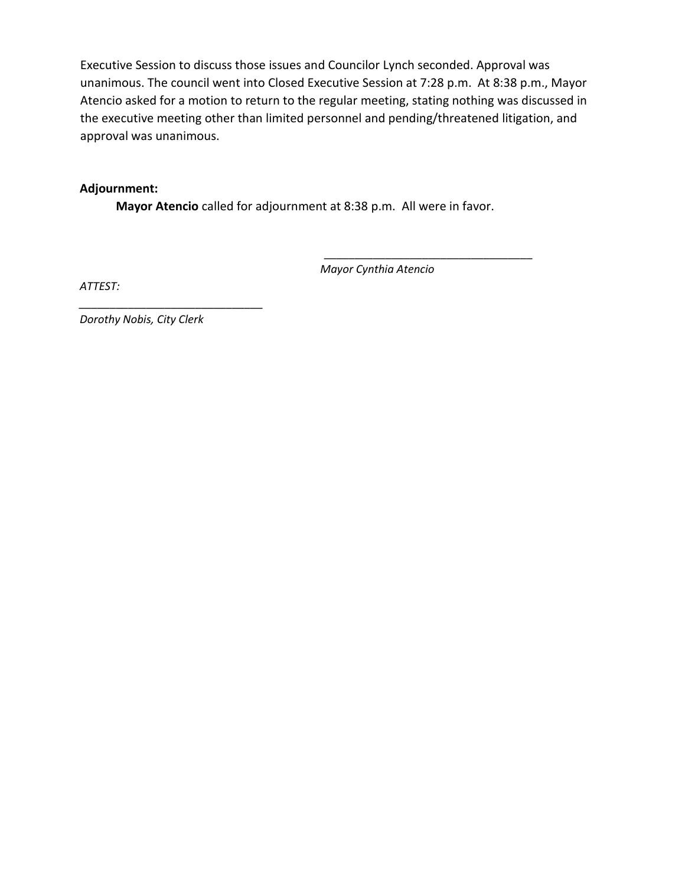Executive Session to discuss those issues and Councilor Lynch seconded. Approval was unanimous. The council went into Closed Executive Session at 7:28 p.m. At 8:38 p.m., Mayor Atencio asked for a motion to return to the regular meeting, stating nothing was discussed in the executive meeting other than limited personnel and pending/threatened litigation, and approval was unanimous.

**Adjournment:**

**Mayor Atencio** called for adjournment at 8:38 p.m. All were in favor.

_________________________________

*Mayor Cynthia Atencio*

*ATTEST:*

_____________________________

*Dorothy Nobis, City Clerk*